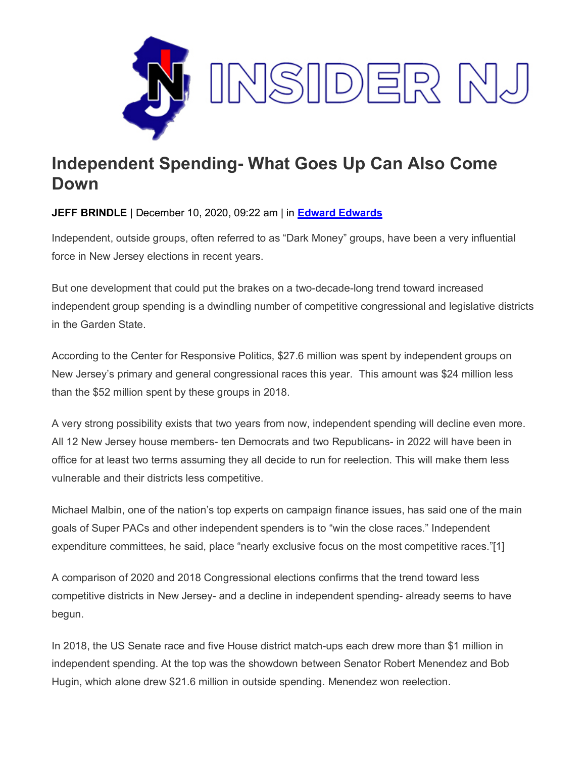# Independent Spending- What Goes Up Can Also Come Down

**JEFF BRINDLE** | December 10, 2020, 09:22 am | in **Edward Edwards**

Independent, outside groups, often referred to as "Dark Money" groups, have been a very influential force in New Jersey elections in recent years.

But one development that could put the brakes on a two-decade-long trend toward increased independent group spending is a dwindling number of competitive congressional and legislative districts in the Garden State.

According to the Center for Responsive Politics, $27.6 million was spent by independent groups on New Jersey's primary and general congressional races this year. This amount was $24 million less than the $52 million spent by these groups in 2018.

A very strong possibility exists that two years from now, independent spending will decline even more. All 12 New Jersey house members- ten Democrats and two Republicans- in 2022 will have been in office for at least two terms assuming they all decide to run for reelection. This will make them less vulnerable and their districts less competitive.

Michael Malbin, one of the nation's top experts on campaign finance issues, has said one of the main goals of Super PACs and other independent spenders is to "win the close races." Independent expenditure committees, he said, place "nearly exclusive focus on the most competitive races."[1]

A comparison of 2020 and 2018 Congressional elections confirms that the trend toward less competitive districts in New Jersey- and a decline in independent spending- already seems to have begun.

In 2018, the US Senate race and five House district match-ups each drew more than $1 million in independent spending. At the top was the showdown between Senator Robert Menendez and Bob Hugin, which alone drew $21.6 million in outside spending. Menendez won reelection.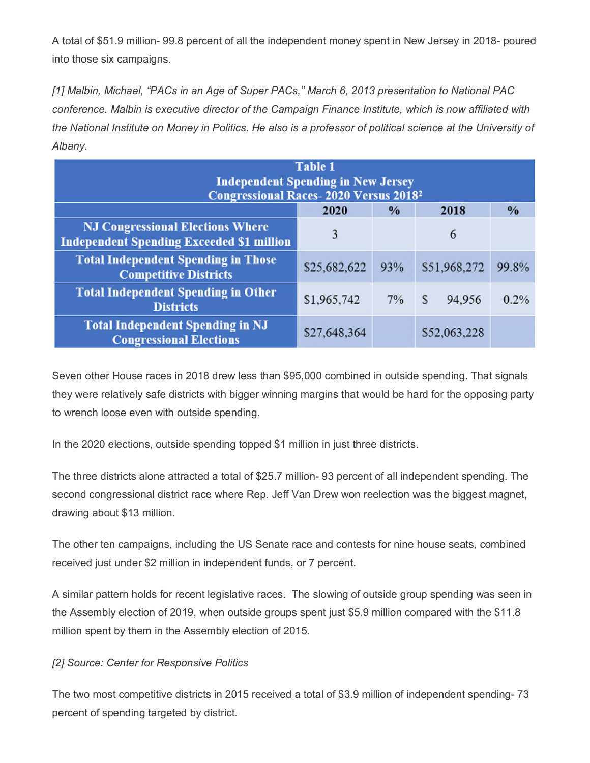A total of $51.9 million- 99.8 percent of all the independent money spent in New Jersey in 2018- poured into those six campaigns.

*[1] Malbin, Michael, "PACs in an Age of Super PACs," March 6, 2013 presentation to National PAC conference. Malbin is executive director of the Campaign Finance Institute, which is now affiliated with the National Institute on Money in Politics. He also is a professor of political science at the University of Albany.*

**Table 1**
**Independent Spending in New Jersey Congressional Races- 2020 Versus 2018[2]**

| | 2020 | % | 2018 | % |
|---|---|---|---|---|
| **NJ Congressional Elections Where Independent Spending Exceeded $1 million** | 3 | | 6 | |
| **Total Independent Spending in Those Competitive Districts** | $25,682,622 | 93% | $51,968,272 | 99.8% |
| **Total Independent Spending in Other Districts** | $1,965,742 | 7% | $ 94,956 | 0.2% |
| **Total Independent Spending in NJ Congressional Elections** | $27,648,364 | | $52,063,228 | |

Seven other House races in 2018 drew less than $95,000 combined in outside spending. That signals they were relatively safe districts with bigger winning margins that would be hard for the opposing party to wrench loose even with outside spending.

In the 2020 elections, outside spending topped $1 million in just three districts.

The three districts alone attracted a total of $25.7 million- 93 percent of all independent spending. The second congressional district race where Rep. Jeff Van Drew won reelection was the biggest magnet, drawing about $13 million.

The other ten campaigns, including the US Senate race and contests for nine house seats, combined received just under $2 million in independent funds, or 7 percent.

A similar pattern holds for recent legislative races. The slowing of outside group spending was seen in the Assembly election of 2019, when outside groups spent just $5.9 million compared with the $11.8 million spent by them in the Assembly election of 2015.

*[2] Source: Center for Responsive Politics*

The two most competitive districts in 2015 received a total of $3.9 million of independent spending- 73 percent of spending targeted by district.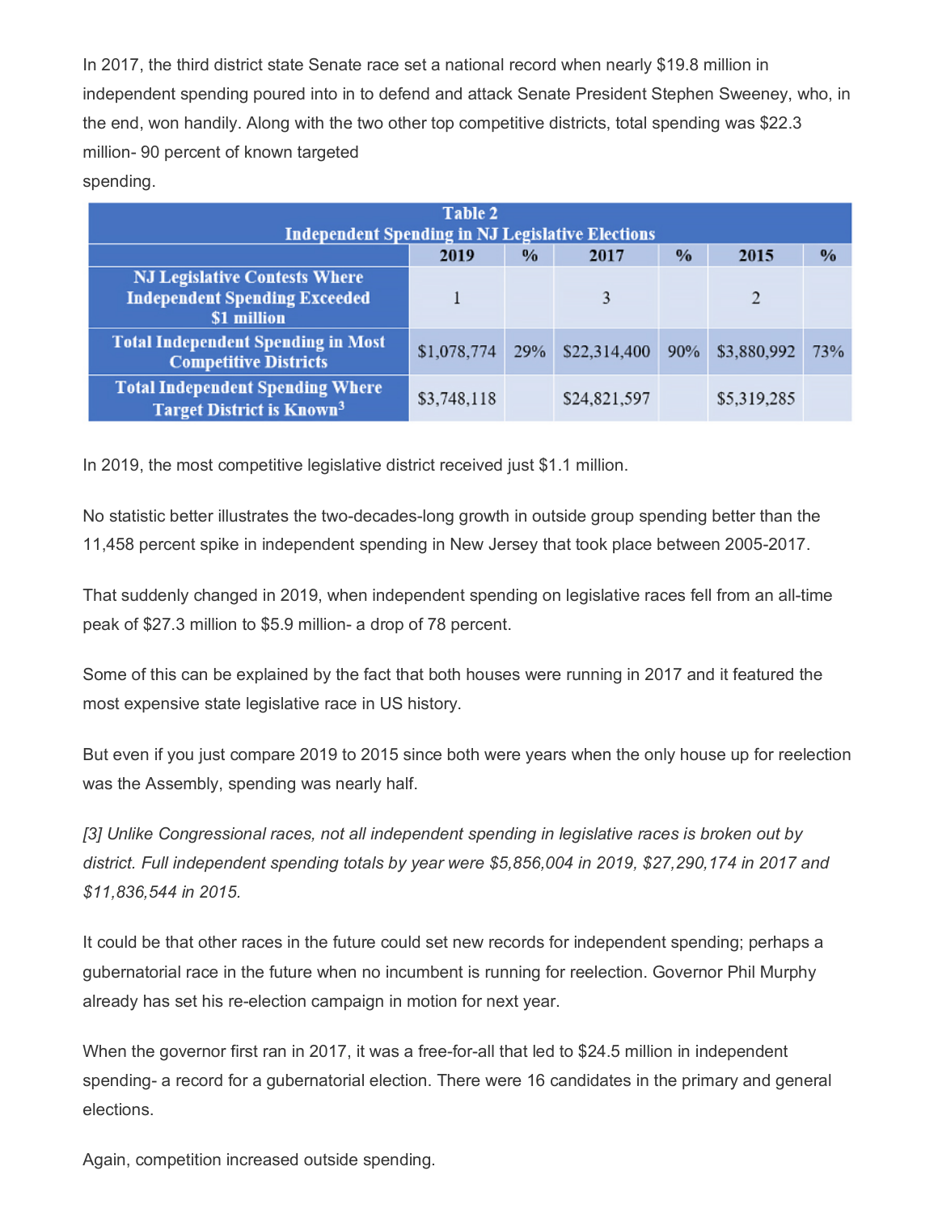In 2017, the third district state Senate race set a national record when nearly $19.8 million in independent spending poured into in to defend and attack Senate President Stephen Sweeney, who, in the end, won handily. Along with the two other top competitive districts, total spending was $22.3 million- 90 percent of known targeted spending.

| Table 2<br>Independent Spending in NJ Legislative Elections | | | | | | |
|---|---|---|---|---|---|---|
| | 2019 | % | 2017 | % | 2015 | % |
| NJ Legislative Contests Where Independent Spending Exceeded $1 million | 1 | | 3 | | 2 | |
| Total Independent Spending in Most Competitive Districts | $1,078,774 | 29% | $22,314,400 | 90% | $3,880,992 | 73% |
| Total Independent Spending Where Target District is Known[3] | $3,748,118 | | $24,821,597 | | $5,319,285 | |

In 2019, the most competitive legislative district received just $1.1 million.

No statistic better illustrates the two-decades-long growth in outside group spending better than the 11,458 percent spike in independent spending in New Jersey that took place between 2005-2017.

That suddenly changed in 2019, when independent spending on legislative races fell from an all-time peak of $27.3 million to $5.9 million- a drop of 78 percent.

Some of this can be explained by the fact that both houses were running in 2017 and it featured the most expensive state legislative race in US history.

But even if you just compare 2019 to 2015 since both were years when the only house up for reelection was the Assembly, spending was nearly half.

*[3] Unlike Congressional races, not all independent spending in legislative races is broken out by district. Full independent spending totals by year were $5,856,004 in 2019, $27,290,174 in 2017 and $11,836,544 in 2015.*

It could be that other races in the future could set new records for independent spending; perhaps a gubernatorial race in the future when no incumbent is running for reelection. Governor Phil Murphy already has set his re-election campaign in motion for next year.

When the governor first ran in 2017, it was a free-for-all that led to $24.5 million in independent spending- a record for a gubernatorial election. There were 16 candidates in the primary and general elections.

Again, competition increased outside spending.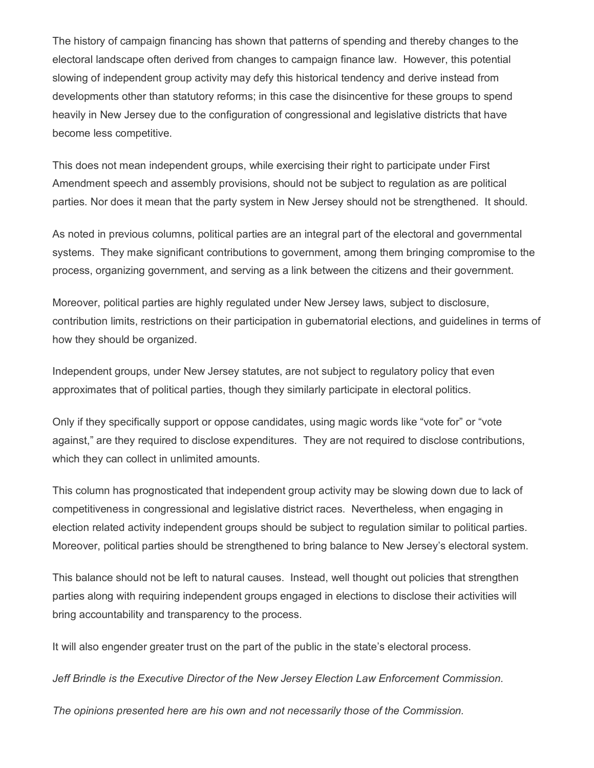The history of campaign financing has shown that patterns of spending and thereby changes to the electoral landscape often derived from changes to campaign finance law. However, this potential slowing of independent group activity may defy this historical tendency and derive instead from developments other than statutory reforms; in this case the disincentive for these groups to spend heavily in New Jersey due to the configuration of congressional and legislative districts that have become less competitive.

This does not mean independent groups, while exercising their right to participate under First Amendment speech and assembly provisions, should not be subject to regulation as are political parties. Nor does it mean that the party system in New Jersey should not be strengthened. It should.

As noted in previous columns, political parties are an integral part of the electoral and governmental systems. They make significant contributions to government, among them bringing compromise to the process, organizing government, and serving as a link between the citizens and their government.

Moreover, political parties are highly regulated under New Jersey laws, subject to disclosure, contribution limits, restrictions on their participation in gubernatorial elections, and guidelines in terms of how they should be organized.

Independent groups, under New Jersey statutes, are not subject to regulatory policy that even approximates that of political parties, though they similarly participate in electoral politics.

Only if they specifically support or oppose candidates, using magic words like "vote for" or "vote against," are they required to disclose expenditures. They are not required to disclose contributions, which they can collect in unlimited amounts.

This column has prognosticated that independent group activity may be slowing down due to lack of competitiveness in congressional and legislative district races. Nevertheless, when engaging in election related activity independent groups should be subject to regulation similar to political parties. Moreover, political parties should be strengthened to bring balance to New Jersey's electoral system.

This balance should not be left to natural causes. Instead, well thought out policies that strengthen parties along with requiring independent groups engaged in elections to disclose their activities will bring accountability and transparency to the process.

It will also engender greater trust on the part of the public in the state's electoral process.

*Jeff Brindle is the Executive Director of the New Jersey Election Law Enforcement Commission.*

*The opinions presented here are his own and not necessarily those of the Commission.*